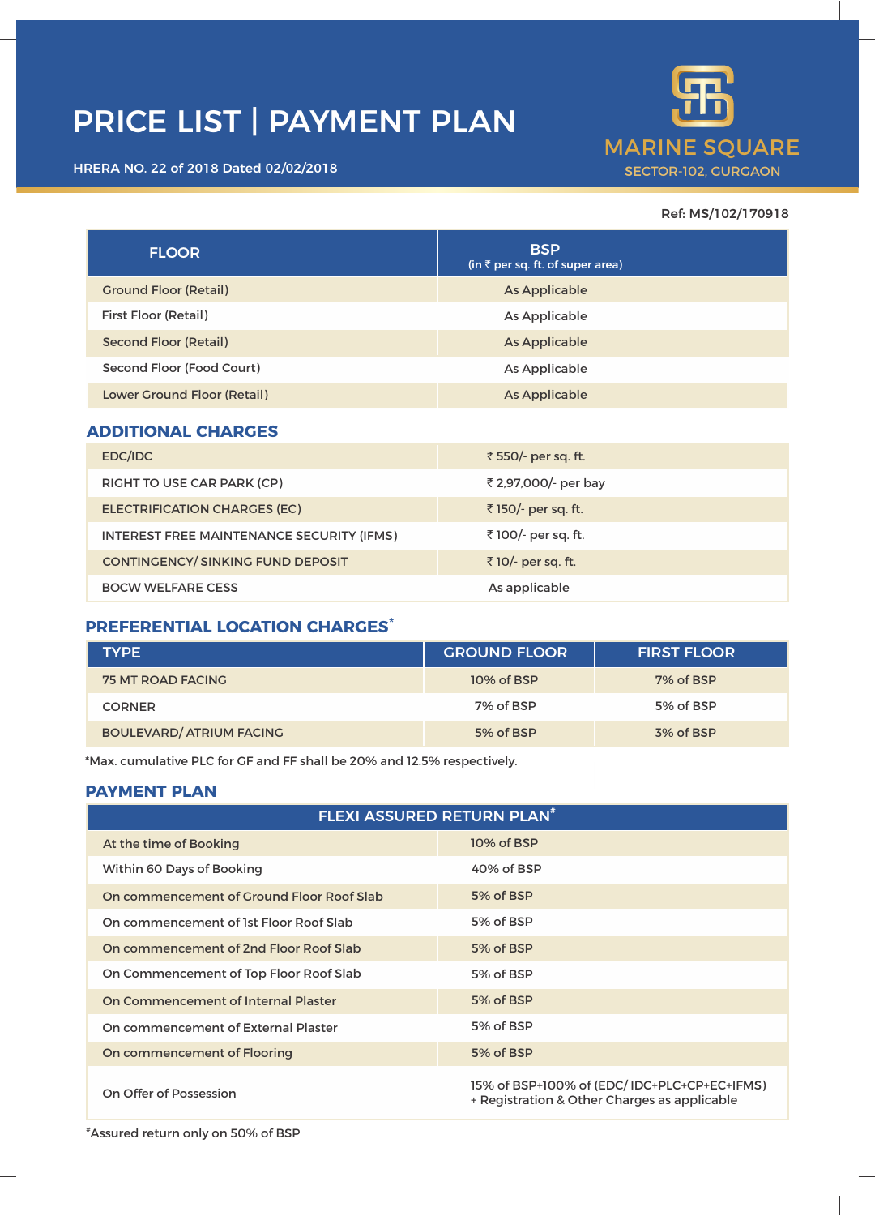# PRICE LIST | PAYMENT PLAN

HRERA NO. 22 of 2018 Dated 02/02/2018

MARINE SQUARE
SECTOR-102, GURGAON

Ref: MS/102/170918

| FLOOR | BSP (in ₹ per sq. ft. of super area) |
|---|---|
| Ground Floor (Retail) | As Applicable |
| First Floor (Retail) | As Applicable |
| Second Floor (Retail) | As Applicable |
| Second Floor (Food Court) | As Applicable |
| Lower Ground Floor (Retail) | As Applicable |

## ADDITIONAL CHARGES

| | |
|---|---|
| EDC/IDC | ₹ 550/- per sq. ft. |
| RIGHT TO USE CAR PARK (CP) | ₹ 2,97,000/- per bay |
| ELECTRIFICATION CHARGES (EC) | ₹ 150/- per sq. ft. |
| INTEREST FREE MAINTENANCE SECURITY (IFMS) | ₹ 100/- per sq. ft. |
| CONTINGENCY/ SINKING FUND DEPOSIT | ₹ 10/- per sq. ft. |
| BOCW WELFARE CESS | As applicable |

## PREFERENTIAL LOCATION CHARGES*

| TYPE | GROUND FLOOR | FIRST FLOOR |
|---|---|---|
| 75 MT ROAD FACING | 10% of BSP | 7% of BSP |
| CORNER | 7% of BSP | 5% of BSP |
| BOULEVARD/ ATRIUM FACING | 5% of BSP | 3% of BSP |

*Max. cumulative PLC for GF and FF shall be 20% and 12.5% respectively.

## PAYMENT PLAN

| FLEXI ASSURED RETURN PLAN# | |
|---|---|
| At the time of Booking | 10% of BSP |
| Within 60 Days of Booking | 40% of BSP |
| On commencement of Ground Floor Roof Slab | 5% of BSP |
| On commencement of 1st Floor Roof Slab | 5% of BSP |
| On commencement of 2nd Floor Roof Slab | 5% of BSP |
| On Commencement of Top Floor Roof Slab | 5% of BSP |
| On Commencement of Internal Plaster | 5% of BSP |
| On commencement of External Plaster | 5% of BSP |
| On commencement of Flooring | 5% of BSP |
| On Offer of Possession | 15% of BSP+100% of (EDC/ IDC+PLC+CP+EC+IFMS) + Registration & Other Charges as applicable |

#Assured return only on 50% of BSP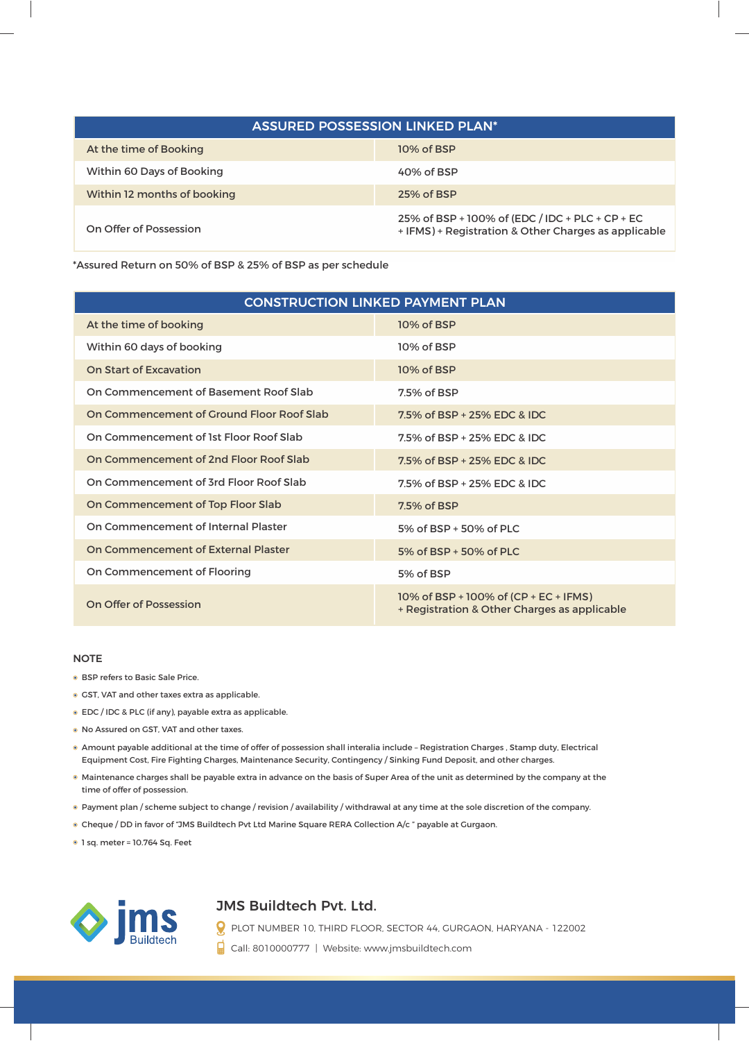| ASSURED POSSESSION LINKED PLAN* | |
|---|---|
| At the time of Booking | 10% of BSP |
| Within 60 Days of Booking | 40% of BSP |
| Within 12 months of booking | 25% of BSP |
| On Offer of Possession | 25% of BSP + 100% of (EDC / IDC + PLC + CP + EC + IFMS) + Registration & Other Charges as applicable |

*Assured Return on 50% of BSP & 25% of BSP as per schedule

| CONSTRUCTION LINKED PAYMENT PLAN | |
|---|---|
| At the time of booking | 10% of BSP |
| Within 60 days of booking | 10% of BSP |
| On Start of Excavation | 10% of BSP |
| On Commencement of Basement Roof Slab | 7.5% of BSP |
| On Commencement of Ground Floor Roof Slab | 7.5% of BSP + 25% EDC & IDC |
| On Commencement of 1st Floor Roof Slab | 7.5% of BSP + 25% EDC & IDC |
| On Commencement of 2nd Floor Roof Slab | 7.5% of BSP + 25% EDC & IDC |
| On Commencement of 3rd Floor Roof Slab | 7.5% of BSP + 25% EDC & IDC |
| On Commencement of Top Floor Slab | 7.5% of BSP |
| On Commencement of Internal Plaster | 5% of BSP + 50% of PLC |
| On Commencement of External Plaster | 5% of BSP + 50% of PLC |
| On Commencement of Flooring | 5% of BSP |
| On Offer of Possession | 10% of BSP + 100% of (CP + EC + IFMS) + Registration & Other Charges as applicable |

### NOTE

- BSP refers to Basic Sale Price.
- GST, VAT and other taxes extra as applicable.
- EDC / IDC & PLC (if any), payable extra as applicable.
- No Assured on GST, VAT and other taxes.
- Amount payable additional at the time of offer of possession shall interalia include – Registration Charges , Stamp duty, Electrical Equipment Cost, Fire Fighting Charges, Maintenance Security, Contingency / Sinking Fund Deposit, and other charges.
- Maintenance charges shall be payable extra in advance on the basis of Super Area of the unit as determined by the company at the time of offer of possession.
- Payment plan / scheme subject to change / revision / availability / withdrawal at any time at the sole discretion of the company.
- Cheque / DD in favor of "JMS Buildtech Pvt Ltd Marine Square RERA Collection A/c " payable at Gurgaon.
- 1 sq. meter = 10.764 Sq. Feet

jms Buildtech

## JMS Buildtech Pvt. Ltd.

PLOT NUMBER 10, THIRD FLOOR, SECTOR 44, GURGAON, HARYANA - 122002

Call: 8010000777 | Website: www.jmsbuildtech.com